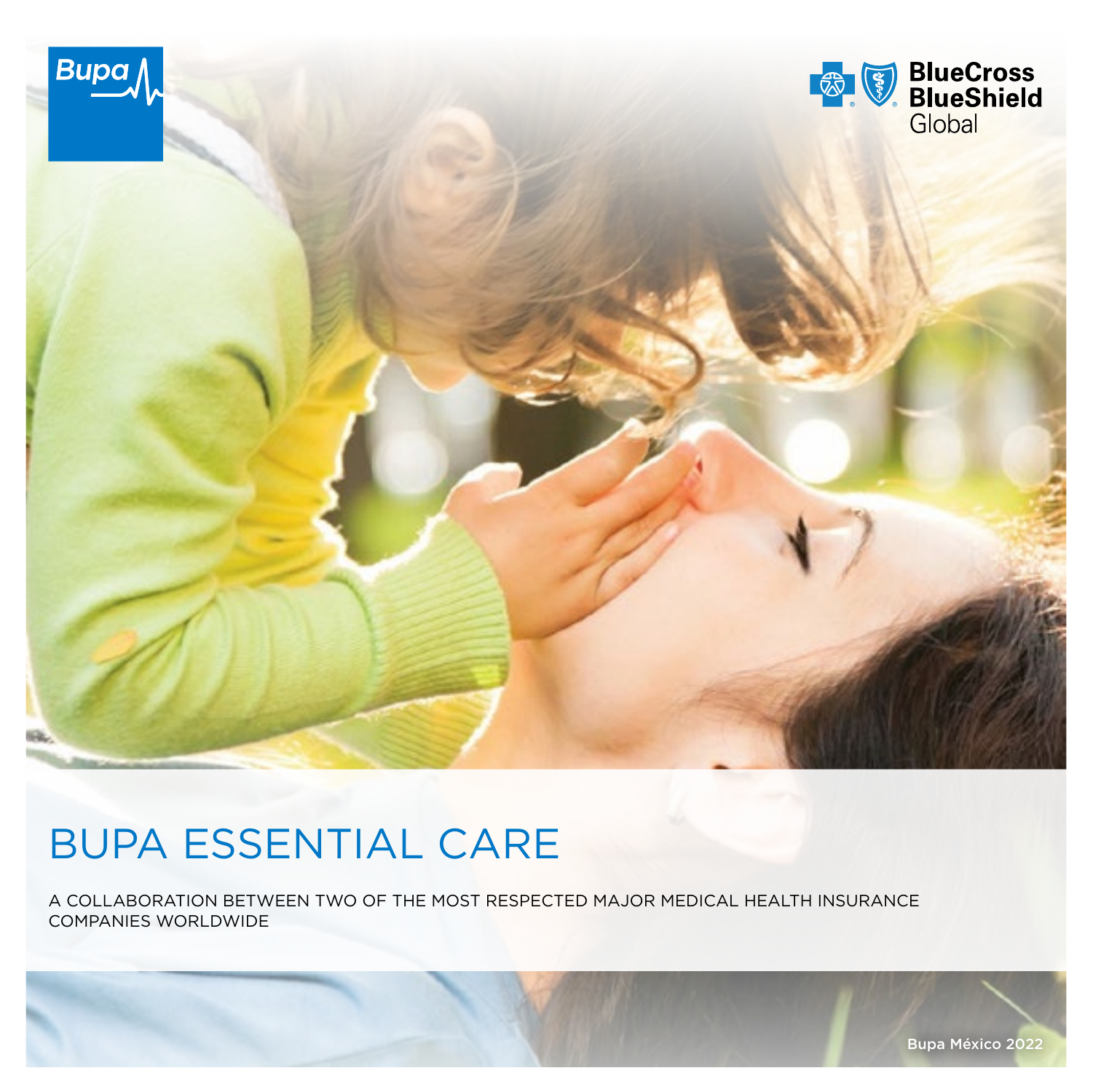Bupa

BlueCross BlueShield Global

# BUPA ESSENTIAL CARE

A COLLABORATION BETWEEN TWO OF THE MOST RESPECTED MAJOR MEDICAL HEALTH INSURANCE COMPANIES WORLDWIDE

Bupa México 2022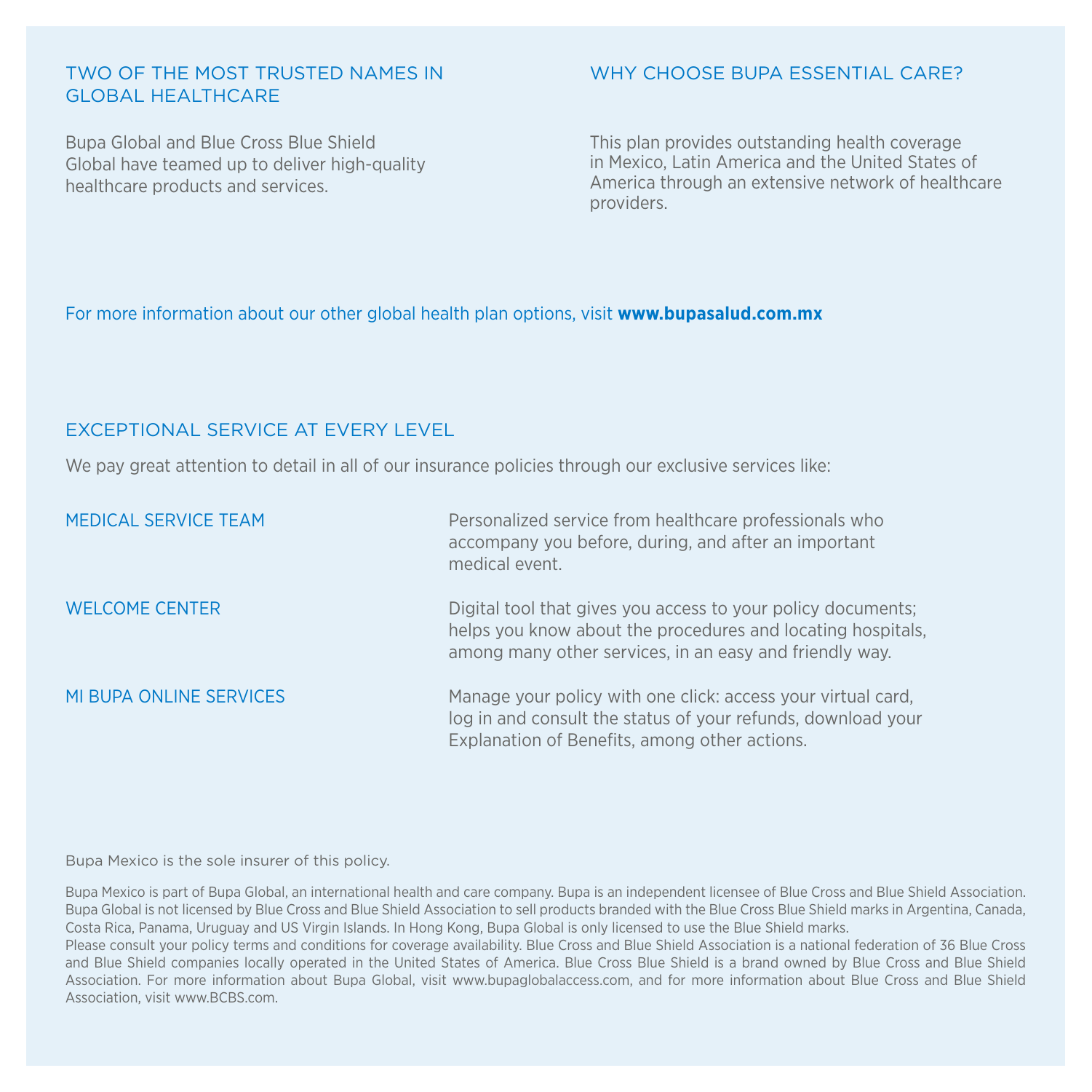## TWO OF THE MOST TRUSTED NAMES IN GLOBAL HEALTHCARE

Bupa Global and Blue Cross Blue Shield Global have teamed up to deliver high-quality healthcare products and services.

## WHY CHOOSE BUPA ESSENTIAL CARE?

This plan provides outstanding health coverage in Mexico, Latin America and the United States of America through an extensive network of healthcare providers.

For more information about our other global health plan options, visit **www.bupasalud.com.mx**

## EXCEPTIONAL SERVICE AT EVERY LEVEL

We pay great attention to detail in all of our insurance policies through our exclusive services like:

| | |
|---|---|
| MEDICAL SERVICE TEAM | Personalized service from healthcare professionals who accompany you before, during, and after an important medical event. |
| WELCOME CENTER | Digital tool that gives you access to your policy documents; helps you know about the procedures and locating hospitals, among many other services, in an easy and friendly way. |
| MI BUPA ONLINE SERVICES | Manage your policy with one click: access your virtual card, log in and consult the status of your refunds, download your Explanation of Benefits, among other actions. |

Bupa Mexico is the sole insurer of this policy.

Bupa Mexico is part of Bupa Global, an international health and care company. Bupa is an independent licensee of Blue Cross and Blue Shield Association. Bupa Global is not licensed by Blue Cross and Blue Shield Association to sell products branded with the Blue Cross Blue Shield marks in Argentina, Canada, Costa Rica, Panama, Uruguay and US Virgin Islands. In Hong Kong, Bupa Global is only licensed to use the Blue Shield marks.
Please consult your policy terms and conditions for coverage availability. Blue Cross and Blue Shield Association is a national federation of 36 Blue Cross and Blue Shield companies locally operated in the United States of America. Blue Cross Blue Shield is a brand owned by Blue Cross and Blue Shield Association. For more information about Bupa Global, visit www.bupaglobalaccess.com, and for more information about Blue Cross and Blue Shield Association, visit www.BCBS.com.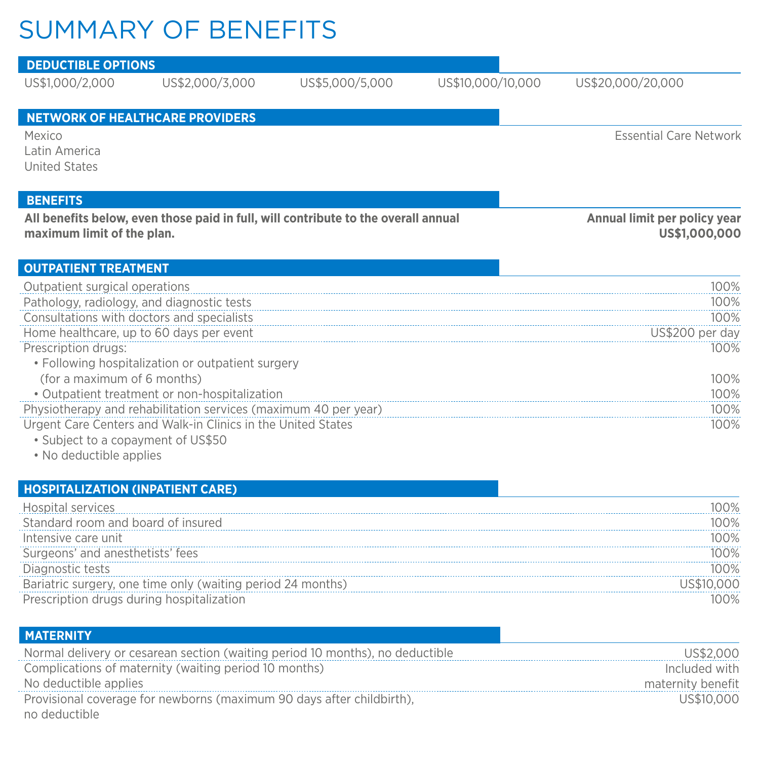# SUMMARY OF BENEFITS

## DEDUCTIBLE OPTIONS

US$1,000/2,000 | US$2,000/3,000 | US$5,000/5,000 | US$10,000/10,000 | US$20,000/20,000

## NETWORK OF HEALTHCARE PROVIDERS

| | |
|---|---|
| Mexico<br>Latin America<br>United States | Essential Care Network |

## BENEFITS

| **All benefits below, even those paid in full, will contribute to the overall annual maximum limit of the plan.** | **Annual limit per policy year US$1,000,000** |
|---|---|

## OUTPATIENT TREATMENT

| | |
|---|---|
| Outpatient surgical operations | 100% |
| Pathology, radiology, and diagnostic tests | 100% |
| Consultations with doctors and specialists | 100% |
| Home healthcare, up to 60 days per event | US$200 per day |
| Prescription drugs: | 100% |
| • Following hospitalization or outpatient surgery (for a maximum of 6 months) | 100% |
| • Outpatient treatment or non-hospitalization | 100% |
| Physiotherapy and rehabilitation services (maximum 40 per year) | 100% |
| Urgent Care Centers and Walk-in Clinics in the United States<br>• Subject to a copayment of US$50<br>• No deductible applies | 100% |

## HOSPITALIZATION (INPATIENT CARE)

| | |
|---|---|
| Hospital services | 100% |
| Standard room and board of insured | 100% |
| Intensive care unit | 100% |
| Surgeons' and anesthetists' fees | 100% |
| Diagnostic tests | 100% |
| Bariatric surgery, one time only (waiting period 24 months) | US$10,000 |
| Prescription drugs during hospitalization | 100% |

## MATERNITY

| | |
|---|---|
| Normal delivery or cesarean section (waiting period 10 months), no deductible | US$2,000 |
| Complications of maternity (waiting period 10 months)<br>No deductible applies | Included with maternity benefit |
| Provisional coverage for newborns (maximum 90 days after childbirth), no deductible | US$10,000 |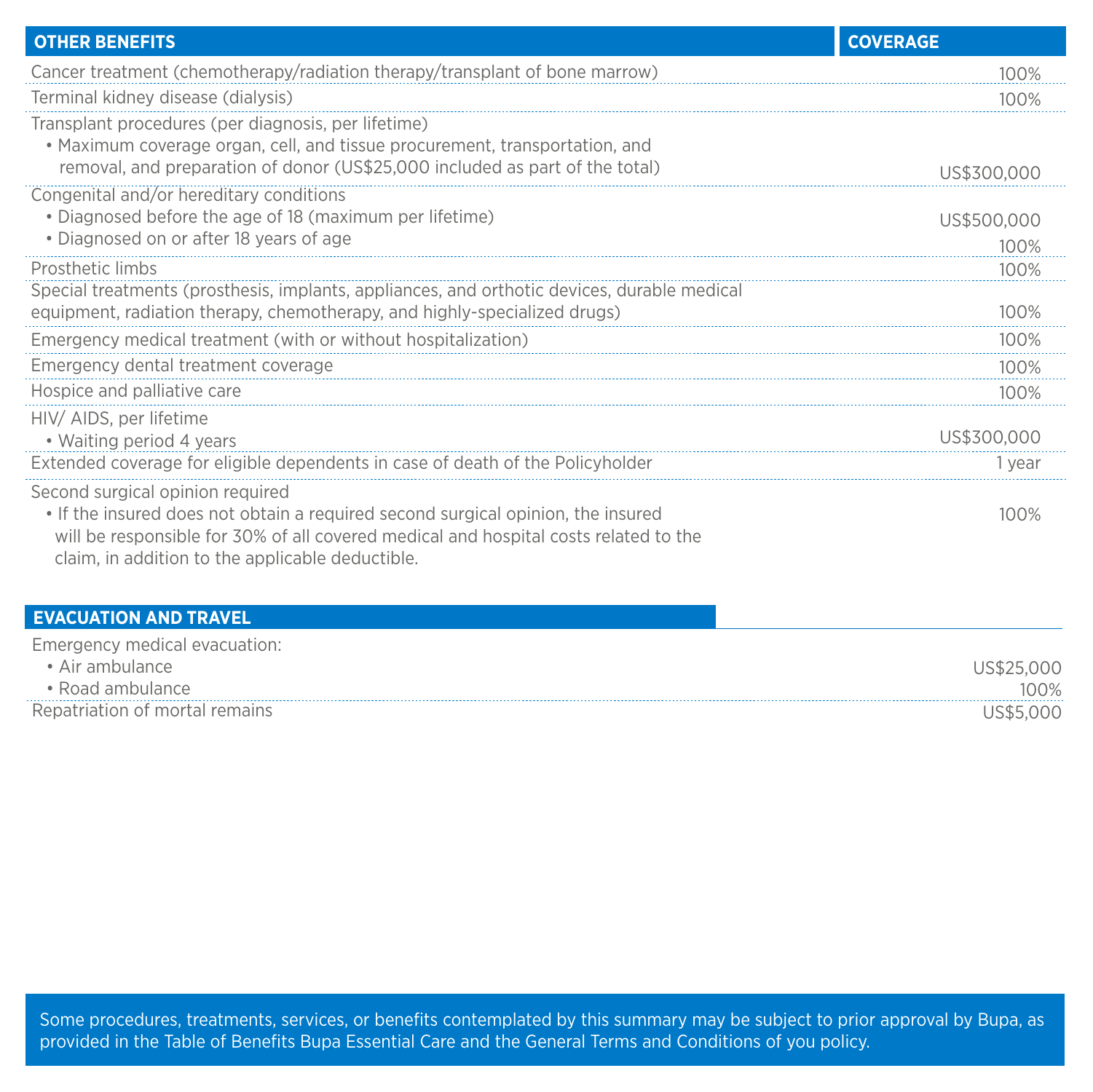| OTHER BENEFITS | COVERAGE |
|---|---|
| Cancer treatment (chemotherapy/radiation therapy/transplant of bone marrow) | 100% |
| Terminal kidney disease (dialysis) | 100% |
| Transplant procedures (per diagnosis, per lifetime)<br>• Maximum coverage organ, cell, and tissue procurement, transportation, and removal, and preparation of donor (US$25,000 included as part of the total) | US$300,000 |
| Congenital and/or hereditary conditions | |
| • Diagnosed before the age of 18 (maximum per lifetime) | US$500,000 |
| • Diagnosed on or after 18 years of age | 100% |
| Prosthetic limbs | 100% |
| Special treatments (prosthesis, implants, appliances, and orthotic devices, durable medical equipment, radiation therapy, chemotherapy, and highly-specialized drugs) | 100% |
| Emergency medical treatment (with or without hospitalization) | 100% |
| Emergency dental treatment coverage | 100% |
| Hospice and palliative care | 100% |
| HIV/ AIDS, per lifetime<br>• Waiting period 4 years | US$300,000 |
| Extended coverage for eligible dependents in case of death of the Policyholder | 1 year |
| Second surgical opinion required<br>• If the insured does not obtain a required second surgical opinion, the insured will be responsible for 30% of all covered medical and hospital costs related to the claim, in addition to the applicable deductible. | 100% |

| EVACUATION AND TRAVEL | |
|---|---|
| Emergency medical evacuation: | |
| • Air ambulance | US$25,000 |
| • Road ambulance | 100% |
| Repatriation of mortal remains | US$5,000 |

Some procedures, treatments, services, or benefits contemplated by this summary may be subject to prior approval by Bupa, as provided in the Table of Benefits Bupa Essential Care and the General Terms and Conditions of you policy.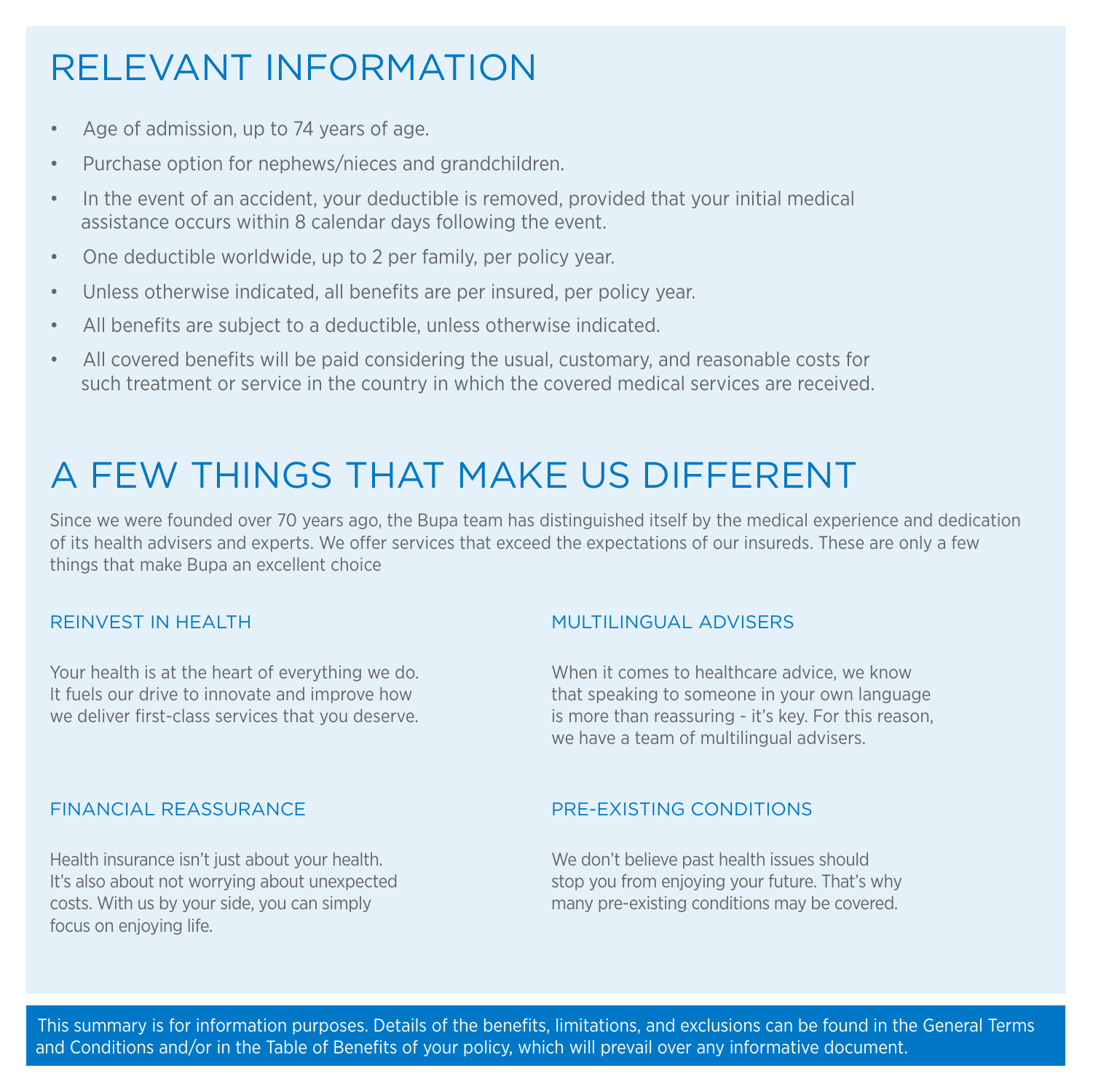# RELEVANT INFORMATION

- Age of admission, up to 74 years of age.
- Purchase option for nephews/nieces and grandchildren.
- In the event of an accident, your deductible is removed, provided that your initial medical assistance occurs within 8 calendar days following the event.
- One deductible worldwide, up to 2 per family, per policy year.
- Unless otherwise indicated, all benefits are per insured, per policy year.
- All benefits are subject to a deductible, unless otherwise indicated.
- All covered benefits will be paid considering the usual, customary, and reasonable costs for such treatment or service in the country in which the covered medical services are received.

# A FEW THINGS THAT MAKE US DIFFERENT

Since we were founded over 70 years ago, the Bupa team has distinguished itself by the medical experience and dedication of its health advisers and experts. We offer services that exceed the expectations of our insureds. These are only a few things that make Bupa an excellent choice

### REINVEST IN HEALTH

Your health is at the heart of everything we do. It fuels our drive to innovate and improve how we deliver first-class services that you deserve.

### FINANCIAL REASSURANCE

Health insurance isn't just about your health. It's also about not worrying about unexpected costs. With us by your side, you can simply focus on enjoying life.

### MULTILINGUAL ADVISERS

When it comes to healthcare advice, we know that speaking to someone in your own language is more than reassuring - it's key. For this reason, we have a team of multilingual advisers.

### PRE-EXISTING CONDITIONS

We don't believe past health issues should stop you from enjoying your future. That's why many pre-existing conditions may be covered.

This summary is for information purposes. Details of the benefits, limitations, and exclusions can be found in the General Terms and Conditions and/or in the Table of Benefits of your policy, which will prevail over any informative document.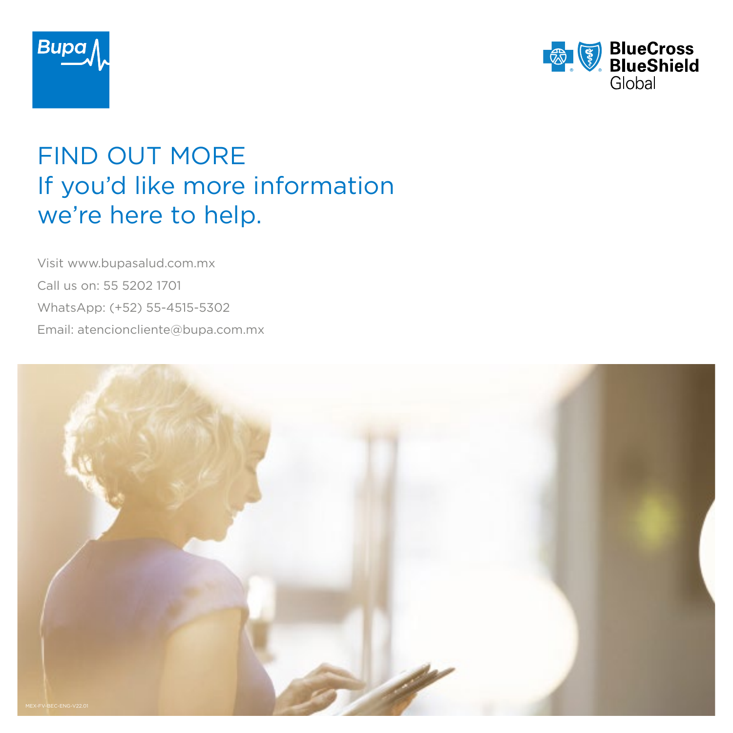# FIND OUT MORE

## If you'd like more information we're here to help.

Visit www.bupasalud.com.mx

Call us on: 55 5202 1701

WhatsApp: (+52) 55-4515-5302

Email: atencioncliente@bupa.com.mx

MEX-FV-BEC-ENG-V22.01